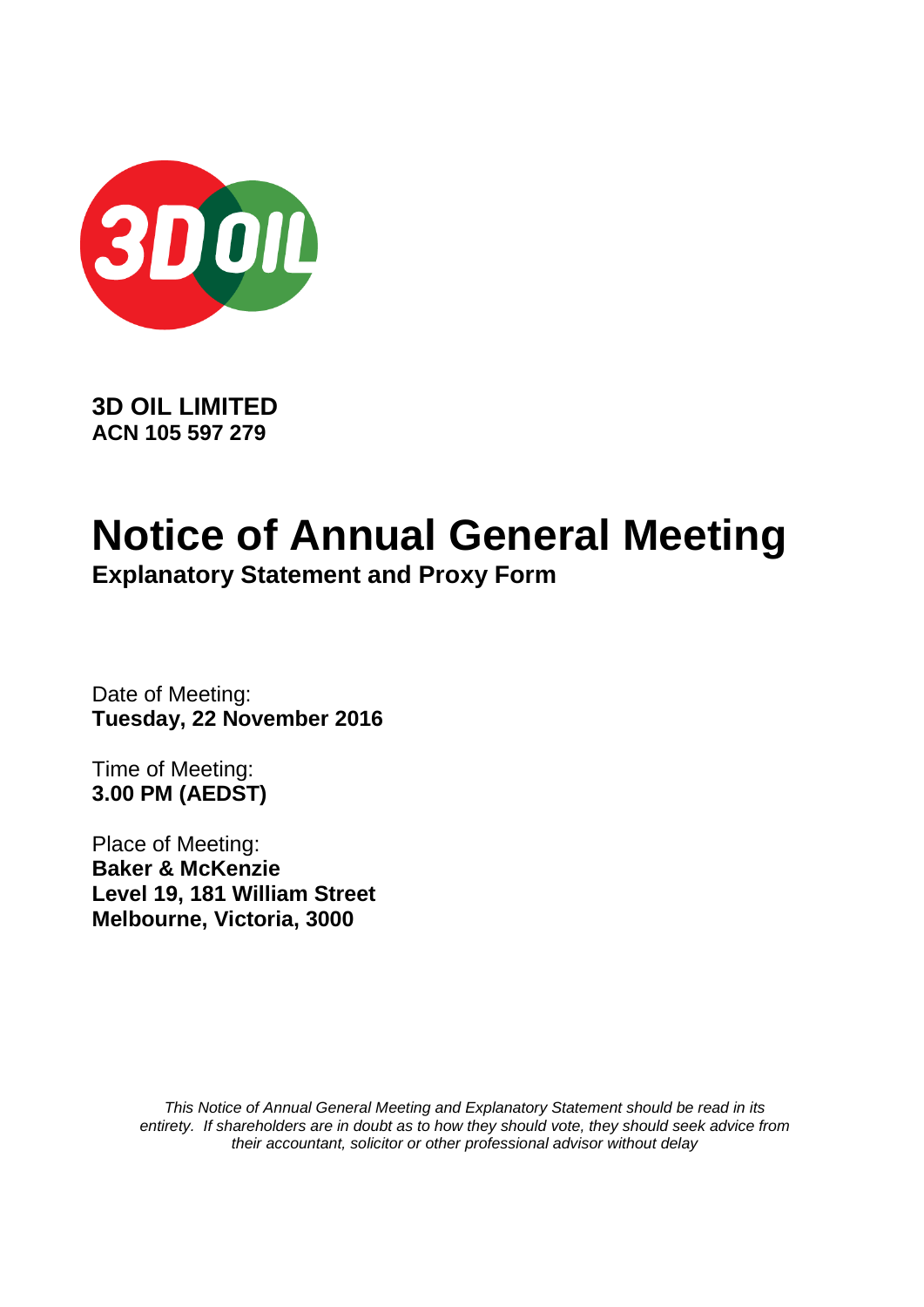**3D OIL LIMITED**
**ACN 105 597 279**

# Notice of Annual General Meeting

## Explanatory Statement and Proxy Form

Date of Meeting:
**Tuesday, 22 November 2016**

Time of Meeting:
**3.00 PM (AEDST)**

Place of Meeting:
**Baker & McKenzie**
**Level 19, 181 William Street**
**Melbourne, Victoria, 3000**

*This Notice of Annual General Meeting and Explanatory Statement should be read in its entirety. If shareholders are in doubt as to how they should vote, they should seek advice from their accountant, solicitor or other professional advisor without delay*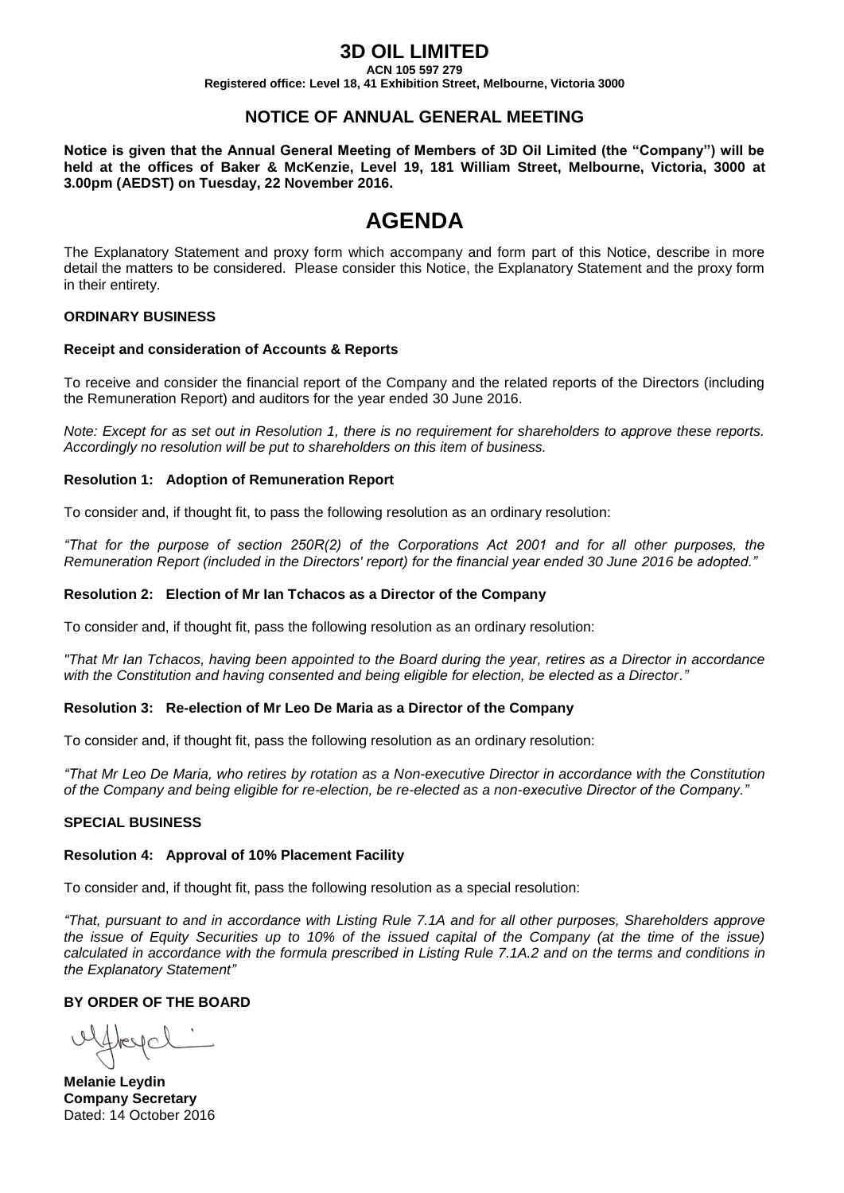# 3D OIL LIMITED

**ACN 105 597 279**

**Registered office: Level 18, 41 Exhibition Street, Melbourne, Victoria 3000**

## NOTICE OF ANNUAL GENERAL MEETING

**Notice is given that the Annual General Meeting of Members of 3D Oil Limited (the "Company") will be held at the offices of Baker & McKenzie, Level 19, 181 William Street, Melbourne, Victoria, 3000 at 3.00pm (AEDST) on Tuesday, 22 November 2016.**

# AGENDA

The Explanatory Statement and proxy form which accompany and form part of this Notice, describe in more detail the matters to be considered. Please consider this Notice, the Explanatory Statement and the proxy form in their entirety.

**ORDINARY BUSINESS**

**Receipt and consideration of Accounts & Reports**

To receive and consider the financial report of the Company and the related reports of the Directors (including the Remuneration Report) and auditors for the year ended 30 June 2016.

*Note: Except for as set out in Resolution 1, there is no requirement for shareholders to approve these reports. Accordingly no resolution will be put to shareholders on this item of business.*

**Resolution 1: Adoption of Remuneration Report**

To consider and, if thought fit, to pass the following resolution as an ordinary resolution:

*"That for the purpose of section 250R(2) of the Corporations Act 2001 and for all other purposes, the Remuneration Report (included in the Directors' report) for the financial year ended 30 June 2016 be adopted."*

**Resolution 2: Election of Mr Ian Tchacos as a Director of the Company**

To consider and, if thought fit, pass the following resolution as an ordinary resolution:

*"That Mr Ian Tchacos, having been appointed to the Board during the year, retires as a Director in accordance with the Constitution and having consented and being eligible for election, be elected as a Director."*

**Resolution 3: Re-election of Mr Leo De Maria as a Director of the Company**

To consider and, if thought fit, pass the following resolution as an ordinary resolution:

*"That Mr Leo De Maria, who retires by rotation as a Non-executive Director in accordance with the Constitution of the Company and being eligible for re-election, be re-elected as a non-executive Director of the Company."*

**SPECIAL BUSINESS**

**Resolution 4: Approval of 10% Placement Facility**

To consider and, if thought fit, pass the following resolution as a special resolution:

*"That, pursuant to and in accordance with Listing Rule 7.1A and for all other purposes, Shareholders approve the issue of Equity Securities up to 10% of the issued capital of the Company (at the time of the issue) calculated in accordance with the formula prescribed in Listing Rule 7.1A.2 and on the terms and conditions in the Explanatory Statement"*

**BY ORDER OF THE BOARD**

**Melanie Leydin**
**Company Secretary**
Dated: 14 October 2016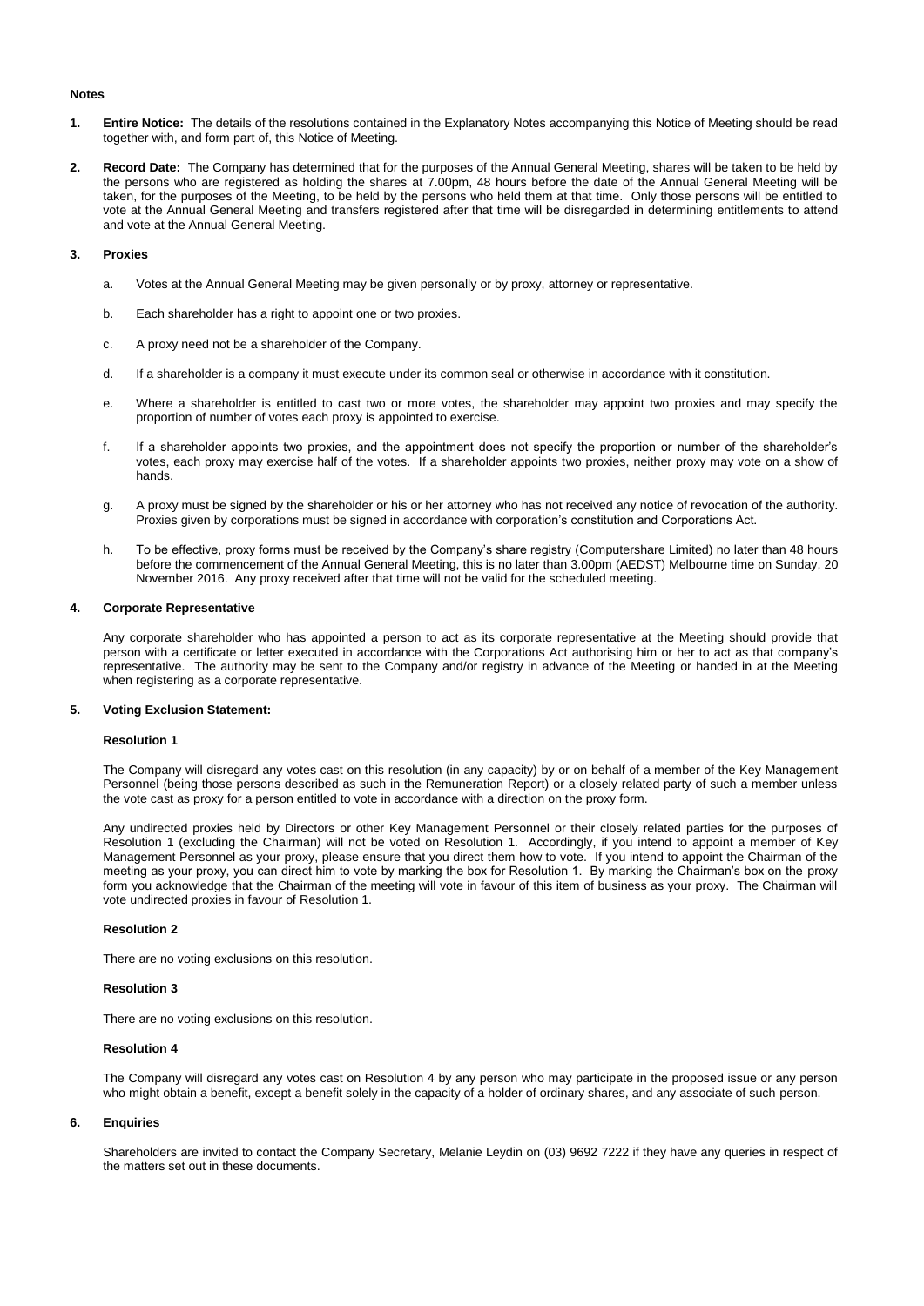**Notes**

1. **Entire Notice:** The details of the resolutions contained in the Explanatory Notes accompanying this Notice of Meeting should be read together with, and form part of, this Notice of Meeting.

2. **Record Date:** The Company has determined that for the purposes of the Annual General Meeting, shares will be taken to be held by the persons who are registered as holding the shares at 7.00pm, 48 hours before the date of the Annual General Meeting will be taken, for the purposes of the Meeting, to be held by the persons who held them at that time. Only those persons will be entitled to vote at the Annual General Meeting and transfers registered after that time will be disregarded in determining entitlements to attend and vote at the Annual General Meeting.

3. **Proxies**

   a. Votes at the Annual General Meeting may be given personally or by proxy, attorney or representative.

   b. Each shareholder has a right to appoint one or two proxies.

   c. A proxy need not be a shareholder of the Company.

   d. If a shareholder is a company it must execute under its common seal or otherwise in accordance with it constitution.

   e. Where a shareholder is entitled to cast two or more votes, the shareholder may appoint two proxies and may specify the proportion of number of votes each proxy is appointed to exercise.

   f. If a shareholder appoints two proxies, and the appointment does not specify the proportion or number of the shareholder's votes, each proxy may exercise half of the votes. If a shareholder appoints two proxies, neither proxy may vote on a show of hands.

   g. A proxy must be signed by the shareholder or his or her attorney who has not received any notice of revocation of the authority. Proxies given by corporations must be signed in accordance with corporation's constitution and Corporations Act.

   h. To be effective, proxy forms must be received by the Company's share registry (Computershare Limited) no later than 48 hours before the commencement of the Annual General Meeting, this is no later than 3.00pm (AEDST) Melbourne time on Sunday, 20 November 2016. Any proxy received after that time will not be valid for the scheduled meeting.

4. **Corporate Representative**

   Any corporate shareholder who has appointed a person to act as its corporate representative at the Meeting should provide that person with a certificate or letter executed in accordance with the Corporations Act authorising him or her to act as that company's representative. The authority may be sent to the Company and/or registry in advance of the Meeting or handed in at the Meeting when registering as a corporate representative.

5. **Voting Exclusion Statement:**

   **Resolution 1**

   The Company will disregard any votes cast on this resolution (in any capacity) by or on behalf of a member of the Key Management Personnel (being those persons described as such in the Remuneration Report) or a closely related party of such a member unless the vote cast as proxy for a person entitled to vote in accordance with a direction on the proxy form.

   Any undirected proxies held by Directors or other Key Management Personnel or their closely related parties for the purposes of Resolution 1 (excluding the Chairman) will not be voted on Resolution 1. Accordingly, if you intend to appoint a member of Key Management Personnel as your proxy, please ensure that you direct them how to vote. If you intend to appoint the Chairman of the meeting as your proxy, you can direct him to vote by marking the box for Resolution 1. By marking the Chairman's box on the proxy form you acknowledge that the Chairman of the meeting will vote in favour of this item of business as your proxy. The Chairman will vote undirected proxies in favour of Resolution 1.

   **Resolution 2**

   There are no voting exclusions on this resolution.

   **Resolution 3**

   There are no voting exclusions on this resolution.

   **Resolution 4**

   The Company will disregard any votes cast on Resolution 4 by any person who may participate in the proposed issue or any person who might obtain a benefit, except a benefit solely in the capacity of a holder of ordinary shares, and any associate of such person.

6. **Enquiries**

   Shareholders are invited to contact the Company Secretary, Melanie Leydin on (03) 9692 7222 if they have any queries in respect of the matters set out in these documents.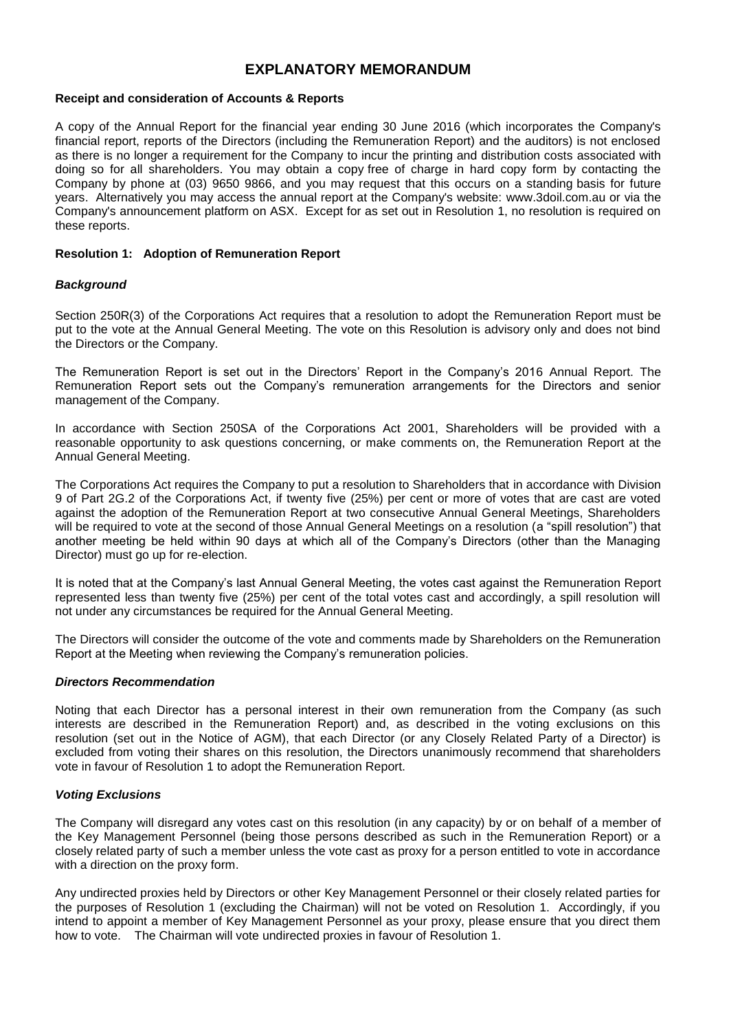# EXPLANATORY MEMORANDUM

**Receipt and consideration of Accounts & Reports**

A copy of the Annual Report for the financial year ending 30 June 2016 (which incorporates the Company's financial report, reports of the Directors (including the Remuneration Report) and the auditors) is not enclosed as there is no longer a requirement for the Company to incur the printing and distribution costs associated with doing so for all shareholders. You may obtain a copy free of charge in hard copy form by contacting the Company by phone at (03) 9650 9866, and you may request that this occurs on a standing basis for future years. Alternatively you may access the annual report at the Company's website: www.3doil.com.au or via the Company's announcement platform on ASX. Except for as set out in Resolution 1, no resolution is required on these reports.

**Resolution 1: Adoption of Remuneration Report**

***Background***

Section 250R(3) of the Corporations Act requires that a resolution to adopt the Remuneration Report must be put to the vote at the Annual General Meeting. The vote on this Resolution is advisory only and does not bind the Directors or the Company.

The Remuneration Report is set out in the Directors' Report in the Company's 2016 Annual Report. The Remuneration Report sets out the Company's remuneration arrangements for the Directors and senior management of the Company.

In accordance with Section 250SA of the Corporations Act 2001, Shareholders will be provided with a reasonable opportunity to ask questions concerning, or make comments on, the Remuneration Report at the Annual General Meeting.

The Corporations Act requires the Company to put a resolution to Shareholders that in accordance with Division 9 of Part 2G.2 of the Corporations Act, if twenty five (25%) per cent or more of votes that are cast are voted against the adoption of the Remuneration Report at two consecutive Annual General Meetings, Shareholders will be required to vote at the second of those Annual General Meetings on a resolution (a "spill resolution") that another meeting be held within 90 days at which all of the Company's Directors (other than the Managing Director) must go up for re-election.

It is noted that at the Company's last Annual General Meeting, the votes cast against the Remuneration Report represented less than twenty five (25%) per cent of the total votes cast and accordingly, a spill resolution will not under any circumstances be required for the Annual General Meeting.

The Directors will consider the outcome of the vote and comments made by Shareholders on the Remuneration Report at the Meeting when reviewing the Company's remuneration policies.

***Directors Recommendation***

Noting that each Director has a personal interest in their own remuneration from the Company (as such interests are described in the Remuneration Report) and, as described in the voting exclusions on this resolution (set out in the Notice of AGM), that each Director (or any Closely Related Party of a Director) is excluded from voting their shares on this resolution, the Directors unanimously recommend that shareholders vote in favour of Resolution 1 to adopt the Remuneration Report.

***Voting Exclusions***

The Company will disregard any votes cast on this resolution (in any capacity) by or on behalf of a member of the Key Management Personnel (being those persons described as such in the Remuneration Report) or a closely related party of such a member unless the vote cast as proxy for a person entitled to vote in accordance with a direction on the proxy form.

Any undirected proxies held by Directors or other Key Management Personnel or their closely related parties for the purposes of Resolution 1 (excluding the Chairman) will not be voted on Resolution 1. Accordingly, if you intend to appoint a member of Key Management Personnel as your proxy, please ensure that you direct them how to vote. The Chairman will vote undirected proxies in favour of Resolution 1.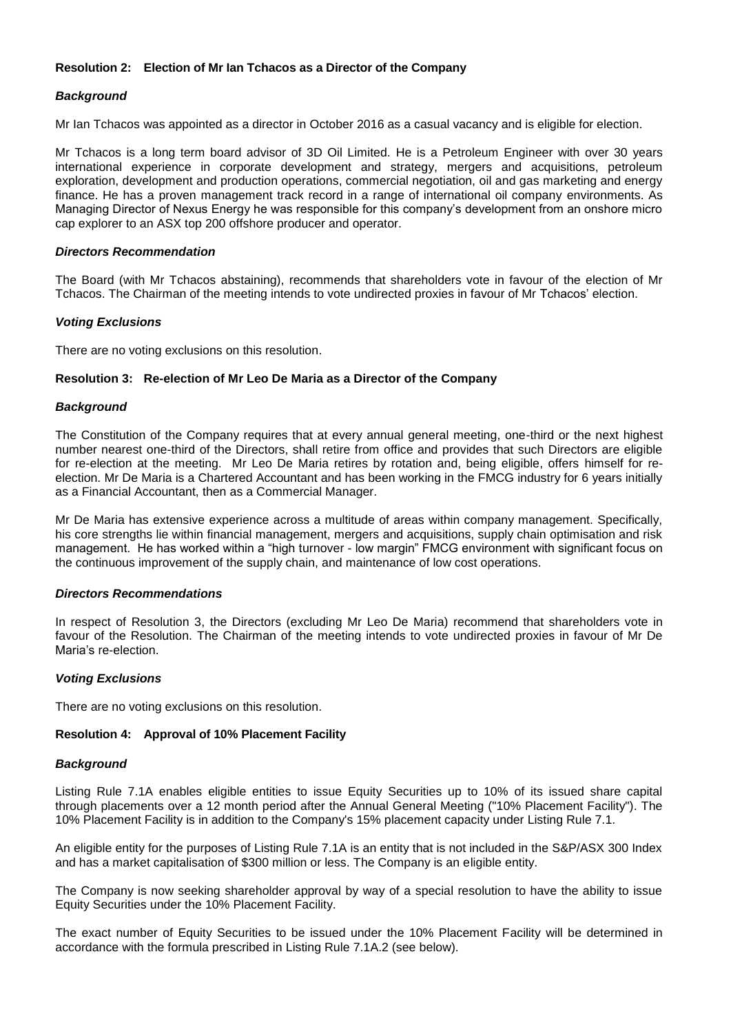### Resolution 2: Election of Mr Ian Tchacos as a Director of the Company

***Background***

Mr Ian Tchacos was appointed as a director in October 2016 as a casual vacancy and is eligible for election.

Mr Tchacos is a long term board advisor of 3D Oil Limited. He is a Petroleum Engineer with over 30 years international experience in corporate development and strategy, mergers and acquisitions, petroleum exploration, development and production operations, commercial negotiation, oil and gas marketing and energy finance. He has a proven management track record in a range of international oil company environments. As Managing Director of Nexus Energy he was responsible for this company's development from an onshore micro cap explorer to an ASX top 200 offshore producer and operator.

***Directors Recommendation***

The Board (with Mr Tchacos abstaining), recommends that shareholders vote in favour of the election of Mr Tchacos. The Chairman of the meeting intends to vote undirected proxies in favour of Mr Tchacos' election.

***Voting Exclusions***

There are no voting exclusions on this resolution.

### Resolution 3: Re-election of Mr Leo De Maria as a Director of the Company

***Background***

The Constitution of the Company requires that at every annual general meeting, one-third or the next highest number nearest one-third of the Directors, shall retire from office and provides that such Directors are eligible for re-election at the meeting. Mr Leo De Maria retires by rotation and, being eligible, offers himself for re-election. Mr De Maria is a Chartered Accountant and has been working in the FMCG industry for 6 years initially as a Financial Accountant, then as a Commercial Manager.

Mr De Maria has extensive experience across a multitude of areas within company management. Specifically, his core strengths lie within financial management, mergers and acquisitions, supply chain optimisation and risk management. He has worked within a "high turnover - low margin" FMCG environment with significant focus on the continuous improvement of the supply chain, and maintenance of low cost operations.

***Directors Recommendations***

In respect of Resolution 3, the Directors (excluding Mr Leo De Maria) recommend that shareholders vote in favour of the Resolution. The Chairman of the meeting intends to vote undirected proxies in favour of Mr De Maria's re-election.

***Voting Exclusions***

There are no voting exclusions on this resolution.

### Resolution 4: Approval of 10% Placement Facility

***Background***

Listing Rule 7.1A enables eligible entities to issue Equity Securities up to 10% of its issued share capital through placements over a 12 month period after the Annual General Meeting ("10% Placement Facility"). The 10% Placement Facility is in addition to the Company's 15% placement capacity under Listing Rule 7.1.

An eligible entity for the purposes of Listing Rule 7.1A is an entity that is not included in the S&P/ASX 300 Index and has a market capitalisation of $300 million or less. The Company is an eligible entity.

The Company is now seeking shareholder approval by way of a special resolution to have the ability to issue Equity Securities under the 10% Placement Facility.

The exact number of Equity Securities to be issued under the 10% Placement Facility will be determined in accordance with the formula prescribed in Listing Rule 7.1A.2 (see below).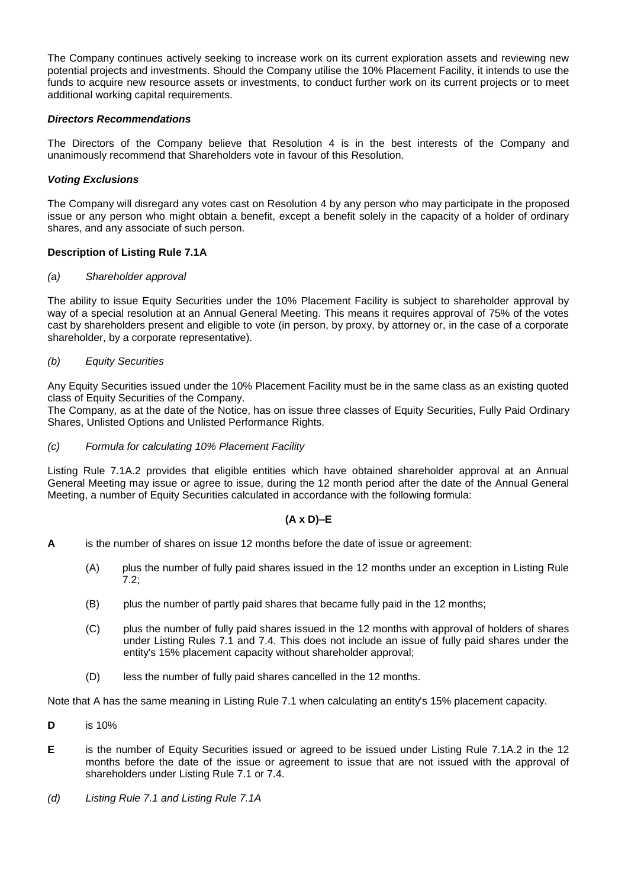The Company continues actively seeking to increase work on its current exploration assets and reviewing new potential projects and investments. Should the Company utilise the 10% Placement Facility, it intends to use the funds to acquire new resource assets or investments, to conduct further work on its current projects or to meet additional working capital requirements.

***Directors Recommendations***

The Directors of the Company believe that Resolution 4 is in the best interests of the Company and unanimously recommend that Shareholders vote in favour of this Resolution.

***Voting Exclusions***

The Company will disregard any votes cast on Resolution 4 by any person who may participate in the proposed issue or any person who might obtain a benefit, except a benefit solely in the capacity of a holder of ordinary shares, and any associate of such person.

**Description of Listing Rule 7.1A**

*(a) Shareholder approval*

The ability to issue Equity Securities under the 10% Placement Facility is subject to shareholder approval by way of a special resolution at an Annual General Meeting. This means it requires approval of 75% of the votes cast by shareholders present and eligible to vote (in person, by proxy, by attorney or, in the case of a corporate shareholder, by a corporate representative).

*(b) Equity Securities*

Any Equity Securities issued under the 10% Placement Facility must be in the same class as an existing quoted class of Equity Securities of the Company.
The Company, as at the date of the Notice, has on issue three classes of Equity Securities, Fully Paid Ordinary Shares, Unlisted Options and Unlisted Performance Rights.

*(c) Formula for calculating 10% Placement Facility*

Listing Rule 7.1A.2 provides that eligible entities which have obtained shareholder approval at an Annual General Meeting may issue or agree to issue, during the 12 month period after the date of the Annual General Meeting, a number of Equity Securities calculated in accordance with the following formula:

**(A x D)–E**

**A** is the number of shares on issue 12 months before the date of issue or agreement:

(A) plus the number of fully paid shares issued in the 12 months under an exception in Listing Rule 7.2;

(B) plus the number of partly paid shares that became fully paid in the 12 months;

(C) plus the number of fully paid shares issued in the 12 months with approval of holders of shares under Listing Rules 7.1 and 7.4. This does not include an issue of fully paid shares under the entity's 15% placement capacity without shareholder approval;

(D) less the number of fully paid shares cancelled in the 12 months.

Note that A has the same meaning in Listing Rule 7.1 when calculating an entity's 15% placement capacity.

**D** is 10%

**E** is the number of Equity Securities issued or agreed to be issued under Listing Rule 7.1A.2 in the 12 months before the date of the issue or agreement to issue that are not issued with the approval of shareholders under Listing Rule 7.1 or 7.4.

*(d) Listing Rule 7.1 and Listing Rule 7.1A*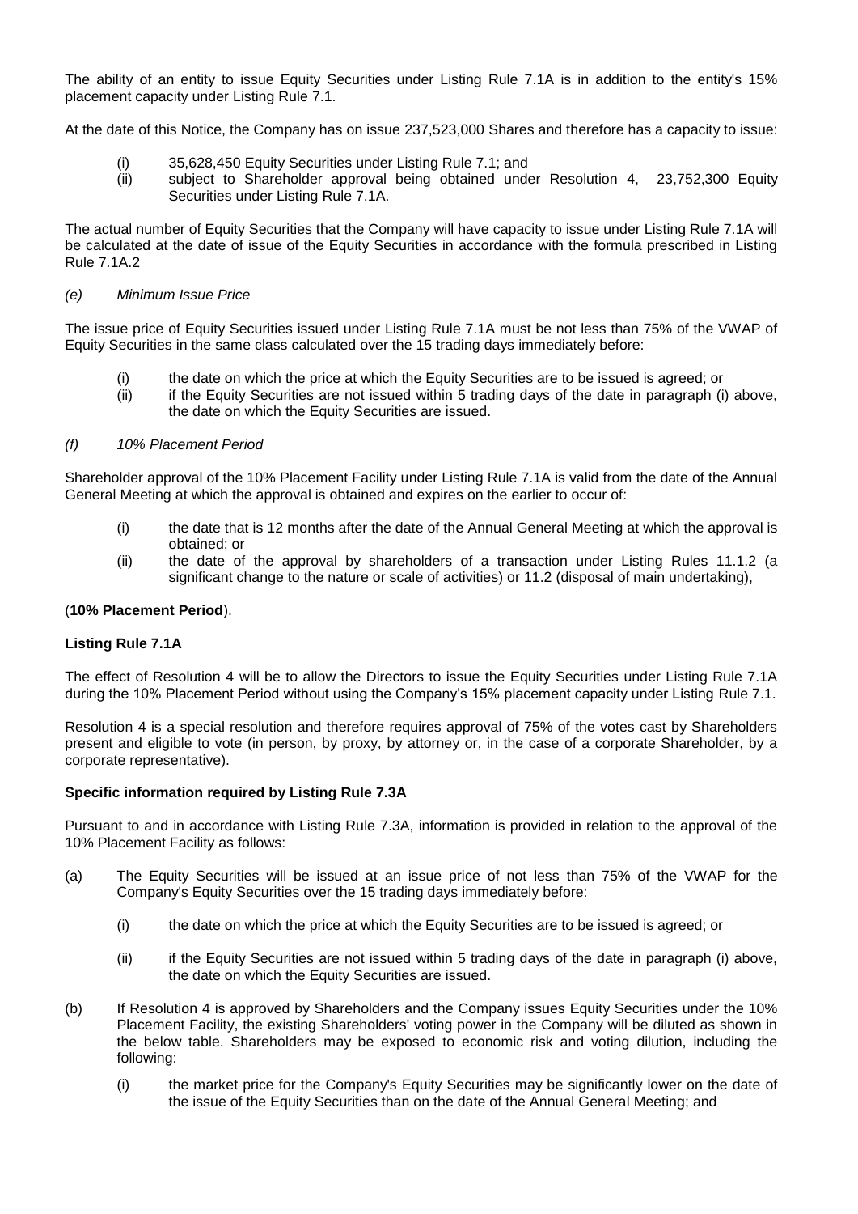The ability of an entity to issue Equity Securities under Listing Rule 7.1A is in addition to the entity's 15% placement capacity under Listing Rule 7.1.

At the date of this Notice, the Company has on issue 237,523,000 Shares and therefore has a capacity to issue:

(i) 35,628,450 Equity Securities under Listing Rule 7.1; and
(ii) subject to Shareholder approval being obtained under Resolution 4, 23,752,300 Equity Securities under Listing Rule 7.1A.

The actual number of Equity Securities that the Company will have capacity to issue under Listing Rule 7.1A will be calculated at the date of issue of the Equity Securities in accordance with the formula prescribed in Listing Rule 7.1A.2

*(e) Minimum Issue Price*

The issue price of Equity Securities issued under Listing Rule 7.1A must be not less than 75% of the VWAP of Equity Securities in the same class calculated over the 15 trading days immediately before:

(i) the date on which the price at which the Equity Securities are to be issued is agreed; or
(ii) if the Equity Securities are not issued within 5 trading days of the date in paragraph (i) above, the date on which the Equity Securities are issued.

*(f) 10% Placement Period*

Shareholder approval of the 10% Placement Facility under Listing Rule 7.1A is valid from the date of the Annual General Meeting at which the approval is obtained and expires on the earlier to occur of:

(i) the date that is 12 months after the date of the Annual General Meeting at which the approval is obtained; or
(ii) the date of the approval by shareholders of a transaction under Listing Rules 11.1.2 (a significant change to the nature or scale of activities) or 11.2 (disposal of main undertaking),

(**10% Placement Period**).

**Listing Rule 7.1A**

The effect of Resolution 4 will be to allow the Directors to issue the Equity Securities under Listing Rule 7.1A during the 10% Placement Period without using the Company's 15% placement capacity under Listing Rule 7.1.

Resolution 4 is a special resolution and therefore requires approval of 75% of the votes cast by Shareholders present and eligible to vote (in person, by proxy, by attorney or, in the case of a corporate Shareholder, by a corporate representative).

**Specific information required by Listing Rule 7.3A**

Pursuant to and in accordance with Listing Rule 7.3A, information is provided in relation to the approval of the 10% Placement Facility as follows:

(a) The Equity Securities will be issued at an issue price of not less than 75% of the VWAP for the Company's Equity Securities over the 15 trading days immediately before:

(i) the date on which the price at which the Equity Securities are to be issued is agreed; or

(ii) if the Equity Securities are not issued within 5 trading days of the date in paragraph (i) above, the date on which the Equity Securities are issued.

(b) If Resolution 4 is approved by Shareholders and the Company issues Equity Securities under the 10% Placement Facility, the existing Shareholders' voting power in the Company will be diluted as shown in the below table. Shareholders may be exposed to economic risk and voting dilution, including the following:

(i) the market price for the Company's Equity Securities may be significantly lower on the date of the issue of the Equity Securities than on the date of the Annual General Meeting; and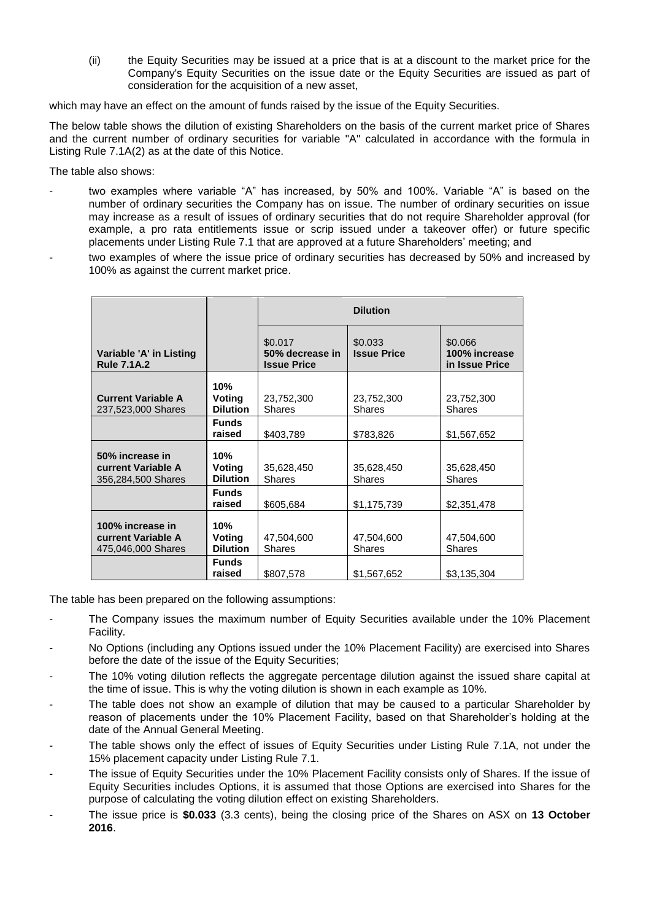(ii) the Equity Securities may be issued at a price that is at a discount to the market price for the Company's Equity Securities on the issue date or the Equity Securities are issued as part of consideration for the acquisition of a new asset,

which may have an effect on the amount of funds raised by the issue of the Equity Securities.

The below table shows the dilution of existing Shareholders on the basis of the current market price of Shares and the current number of ordinary securities for variable "A" calculated in accordance with the formula in Listing Rule 7.1A(2) as at the date of this Notice.

The table also shows:

- two examples where variable "A" has increased, by 50% and 100%. Variable "A" is based on the number of ordinary securities the Company has on issue. The number of ordinary securities on issue may increase as a result of issues of ordinary securities that do not require Shareholder approval (for example, a pro rata entitlements issue or scrip issued under a takeover offer) or future specific placements under Listing Rule 7.1 that are approved at a future Shareholders' meeting; and
- two examples of where the issue price of ordinary securities has decreased by 50% and increased by 100% as against the current market price.

| | | Dilution | | |
|---|---|---|---|---|
| **Variable 'A' in Listing Rule 7.1A.2** | | $0.017 50% decrease in **Issue Price** | $0.033 **Issue Price** | $0.066 **100% increase in Issue Price** |
| **Current Variable A** 237,523,000 Shares | **10% Voting Dilution** | 23,752,300 Shares | 23,752,300 Shares | 23,752,300 Shares |
| | **Funds raised** | $403,789 | $783,826 | $1,567,652 |
| **50% increase in current Variable A** 356,284,500 Shares | **10% Voting Dilution** | 35,628,450 Shares | 35,628,450 Shares | 35,628,450 Shares |
| | **Funds raised** | $605,684 | $1,175,739 | $2,351,478 |
| **100% increase in current Variable A** 475,046,000 Shares | **10% Voting Dilution** | 47,504,600 Shares | 47,504,600 Shares | 47,504,600 Shares |
| | **Funds raised** | $807,578 | $1,567,652 | $3,135,304 |

The table has been prepared on the following assumptions:

- The Company issues the maximum number of Equity Securities available under the 10% Placement Facility.
- No Options (including any Options issued under the 10% Placement Facility) are exercised into Shares before the date of the issue of the Equity Securities;
- The 10% voting dilution reflects the aggregate percentage dilution against the issued share capital at the time of issue. This is why the voting dilution is shown in each example as 10%.
- The table does not show an example of dilution that may be caused to a particular Shareholder by reason of placements under the 10% Placement Facility, based on that Shareholder's holding at the date of the Annual General Meeting.
- The table shows only the effect of issues of Equity Securities under Listing Rule 7.1A, not under the 15% placement capacity under Listing Rule 7.1.
- The issue of Equity Securities under the 10% Placement Facility consists only of Shares. If the issue of Equity Securities includes Options, it is assumed that those Options are exercised into Shares for the purpose of calculating the voting dilution effect on existing Shareholders.
- The issue price is **$0.033** (3.3 cents), being the closing price of the Shares on ASX on **13 October 2016**.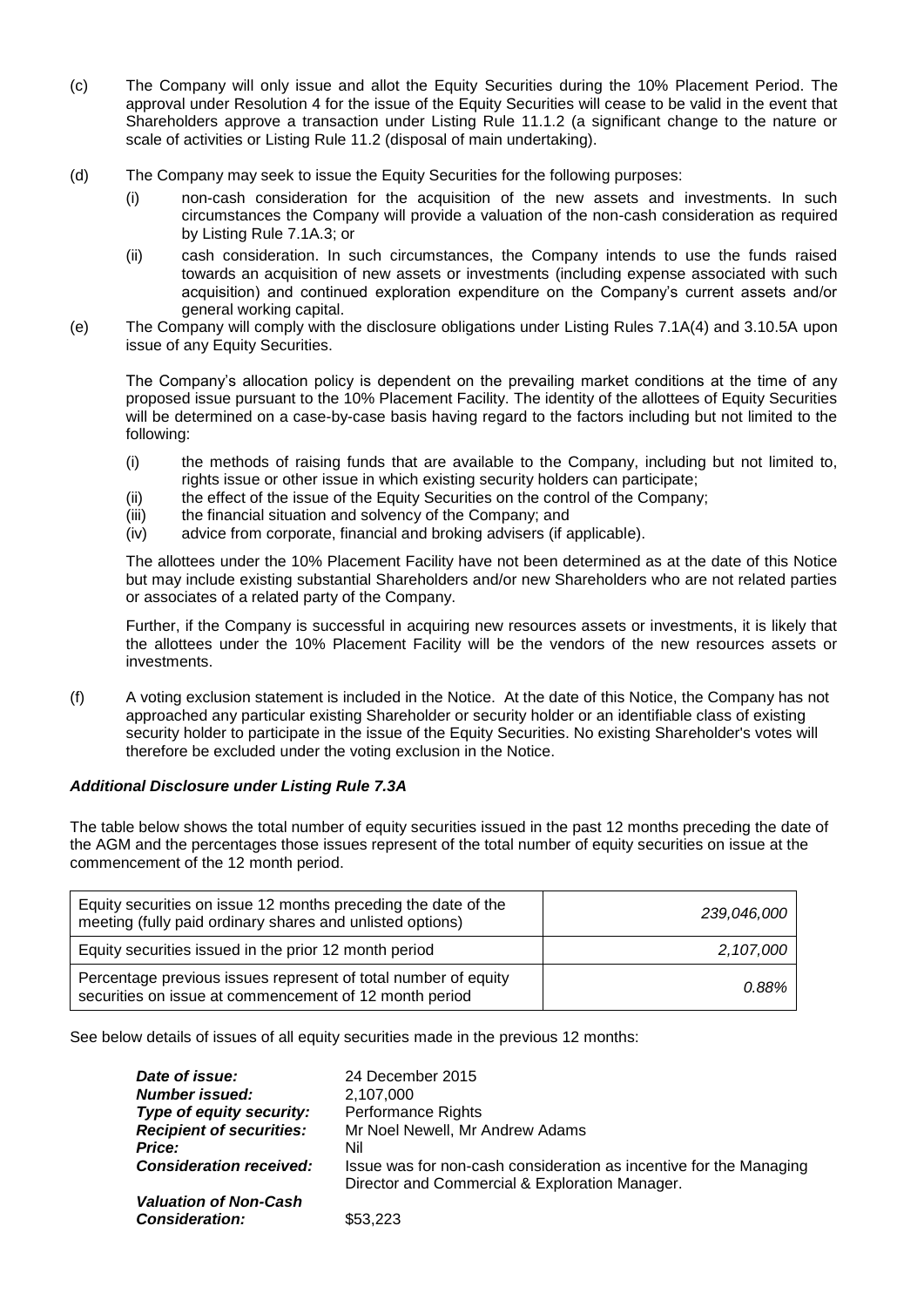(c) The Company will only issue and allot the Equity Securities during the 10% Placement Period. The approval under Resolution 4 for the issue of the Equity Securities will cease to be valid in the event that Shareholders approve a transaction under Listing Rule 11.1.2 (a significant change to the nature or scale of activities or Listing Rule 11.2 (disposal of main undertaking).

(d) The Company may seek to issue the Equity Securities for the following purposes:

   (i) non-cash consideration for the acquisition of the new assets and investments. In such circumstances the Company will provide a valuation of the non-cash consideration as required by Listing Rule 7.1A.3; or

   (ii) cash consideration. In such circumstances, the Company intends to use the funds raised towards an acquisition of new assets or investments (including expense associated with such acquisition) and continued exploration expenditure on the Company's current assets and/or general working capital.

(e) The Company will comply with the disclosure obligations under Listing Rules 7.1A(4) and 3.10.5A upon issue of any Equity Securities.

   The Company's allocation policy is dependent on the prevailing market conditions at the time of any proposed issue pursuant to the 10% Placement Facility. The identity of the allottees of Equity Securities will be determined on a case-by-case basis having regard to the factors including but not limited to the following:

   (i) the methods of raising funds that are available to the Company, including but not limited to, rights issue or other issue in which existing security holders can participate;
   (ii) the effect of the issue of the Equity Securities on the control of the Company;
   (iii) the financial situation and solvency of the Company; and
   (iv) advice from corporate, financial and broking advisers (if applicable).

   The allottees under the 10% Placement Facility have not been determined as at the date of this Notice but may include existing substantial Shareholders and/or new Shareholders who are not related parties or associates of a related party of the Company.

   Further, if the Company is successful in acquiring new resources assets or investments, it is likely that the allottees under the 10% Placement Facility will be the vendors of the new resources assets or investments.

(f) A voting exclusion statement is included in the Notice. At the date of this Notice, the Company has not approached any particular existing Shareholder or security holder or an identifiable class of existing security holder to participate in the issue of the Equity Securities. No existing Shareholder's votes will therefore be excluded under the voting exclusion in the Notice.

***Additional Disclosure under Listing Rule 7.3A***

The table below shows the total number of equity securities issued in the past 12 months preceding the date of the AGM and the percentages those issues represent of the total number of equity securities on issue at the commencement of the 12 month period.

| | |
|---|---|
| Equity securities on issue 12 months preceding the date of the meeting (fully paid ordinary shares and unlisted options) | *239,046,000* |
| Equity securities issued in the prior 12 month period | *2,107,000* |
| Percentage previous issues represent of total number of equity securities on issue at commencement of 12 month period | *0.88%* |

See below details of issues of all equity securities made in the previous 12 months:

| | |
|---|---|
| ***Date of issue:*** | 24 December 2015 |
| ***Number issued:*** | 2,107,000 |
| ***Type of equity security:*** | Performance Rights |
| ***Recipient of securities:*** | Mr Noel Newell, Mr Andrew Adams |
| ***Price:*** | Nil |
| ***Consideration received:*** | Issue was for non-cash consideration as incentive for the Managing Director and Commercial & Exploration Manager. |
| ***Valuation of Non-Cash Consideration:*** | $53,223 |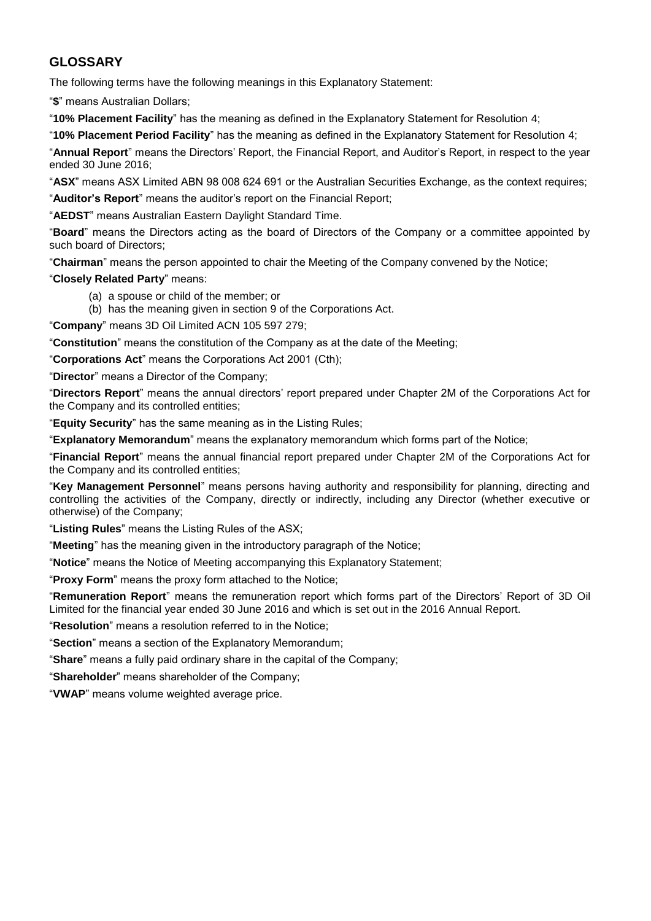## GLOSSARY

The following terms have the following meanings in this Explanatory Statement:

"**$**" means Australian Dollars;

"**10% Placement Facility**" has the meaning as defined in the Explanatory Statement for Resolution 4;

"**10% Placement Period Facility**" has the meaning as defined in the Explanatory Statement for Resolution 4;

"**Annual Report**" means the Directors' Report, the Financial Report, and Auditor's Report, in respect to the year ended 30 June 2016;

"**ASX**" means ASX Limited ABN 98 008 624 691 or the Australian Securities Exchange, as the context requires;

"**Auditor's Report**" means the auditor's report on the Financial Report;

"**AEDST**" means Australian Eastern Daylight Standard Time.

"**Board**" means the Directors acting as the board of Directors of the Company or a committee appointed by such board of Directors;

"**Chairman**" means the person appointed to chair the Meeting of the Company convened by the Notice;

"**Closely Related Party**" means:

(a) a spouse or child of the member; or
(b) has the meaning given in section 9 of the Corporations Act.

"**Company**" means 3D Oil Limited ACN 105 597 279;

"**Constitution**" means the constitution of the Company as at the date of the Meeting;

"**Corporations Act**" means the Corporations Act 2001 (Cth);

"**Director**" means a Director of the Company;

"**Directors Report**" means the annual directors' report prepared under Chapter 2M of the Corporations Act for the Company and its controlled entities;

"**Equity Security**" has the same meaning as in the Listing Rules;

"**Explanatory Memorandum**" means the explanatory memorandum which forms part of the Notice;

"**Financial Report**" means the annual financial report prepared under Chapter 2M of the Corporations Act for the Company and its controlled entities;

"**Key Management Personnel**" means persons having authority and responsibility for planning, directing and controlling the activities of the Company, directly or indirectly, including any Director (whether executive or otherwise) of the Company;

"**Listing Rules**" means the Listing Rules of the ASX;

"**Meeting**" has the meaning given in the introductory paragraph of the Notice;

"**Notice**" means the Notice of Meeting accompanying this Explanatory Statement;

"**Proxy Form**" means the proxy form attached to the Notice;

"**Remuneration Report**" means the remuneration report which forms part of the Directors' Report of 3D Oil Limited for the financial year ended 30 June 2016 and which is set out in the 2016 Annual Report.

"**Resolution**" means a resolution referred to in the Notice;

"**Section**" means a section of the Explanatory Memorandum;

"**Share**" means a fully paid ordinary share in the capital of the Company;

"**Shareholder**" means shareholder of the Company;

"**VWAP**" means volume weighted average price.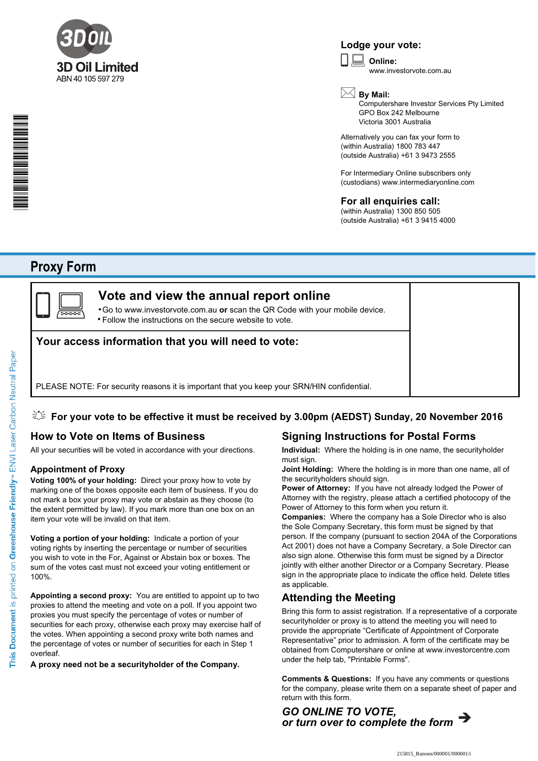**3D Oil Limited**
ABN 40 105 597 279

## Lodge your vote:

**Online:**
www.investorvote.com.au

**By Mail:**
Computershare Investor Services Pty Limited
GPO Box 242 Melbourne
Victoria 3001 Australia

Alternatively you can fax your form to
(within Australia) 1800 783 447
(outside Australia) +61 3 9473 2555

For Intermediary Online subscribers only
(custodians) www.intermediaryonline.com

## For all enquiries call:

(within Australia) 1300 850 505
(outside Australia) +61 3 9415 4000

# Proxy Form

## Vote and view the annual report online

- Go to www.investorvote.com.au **or** scan the QR Code with your mobile device.
- Follow the instructions on the secure website to vote.

## Your access information that you will need to vote:

PLEASE NOTE: For security reasons it is important that you keep your SRN/HIN confidential.

**For your vote to be effective it must be received by 3.00pm (AEDST) Sunday, 20 November 2016**

## How to Vote on Items of Business

All your securities will be voted in accordance with your directions.

### Appointment of Proxy

**Voting 100% of your holding:** Direct your proxy how to vote by marking one of the boxes opposite each item of business. If you do not mark a box your proxy may vote or abstain as they choose (to the extent permitted by law). If you mark more than one box on an item your vote will be invalid on that item.

**Voting a portion of your holding:** Indicate a portion of your voting rights by inserting the percentage or number of securities you wish to vote in the For, Against or Abstain box or boxes. The sum of the votes cast must not exceed your voting entitlement or 100%.

**Appointing a second proxy:** You are entitled to appoint up to two proxies to attend the meeting and vote on a poll. If you appoint two proxies you must specify the percentage of votes or number of securities for each proxy, otherwise each proxy may exercise half of the votes. When appointing a second proxy write both names and the percentage of votes or number of securities for each in Step 1 overleaf.

**A proxy need not be a securityholder of the Company.**

## Signing Instructions for Postal Forms

**Individual:** Where the holding is in one name, the securityholder must sign.

**Joint Holding:** Where the holding is in more than one name, all of the securityholders should sign.

**Power of Attorney:** If you have not already lodged the Power of Attorney with the registry, please attach a certified photocopy of the Power of Attorney to this form when you return it.

**Companies:** Where the company has a Sole Director who is also the Sole Company Secretary, this form must be signed by that person. If the company (pursuant to section 204A of the Corporations Act 2001) does not have a Company Secretary, a Sole Director can also sign alone. Otherwise this form must be signed by a Director jointly with either another Director or a Company Secretary. Please sign in the appropriate place to indicate the office held. Delete titles as applicable.

## Attending the Meeting

Bring this form to assist registration. If a representative of a corporate securityholder or proxy is to attend the meeting you will need to provide the appropriate "Certificate of Appointment of Corporate Representative" prior to admission. A form of the certificate may be obtained from Computershare or online at www.investorcentre.com under the help tab, "Printable Forms".

**Comments & Questions:** If you have any comments or questions for the company, please write them on a separate sheet of paper and return with this form.

***GO ONLINE TO VOTE,***
***or turn over to complete the form*** ➔

This Document is printed on Greenhouse Friendly™ ENVI Laser Carbon Neutral Paper

215815_Runons/000001/000001/i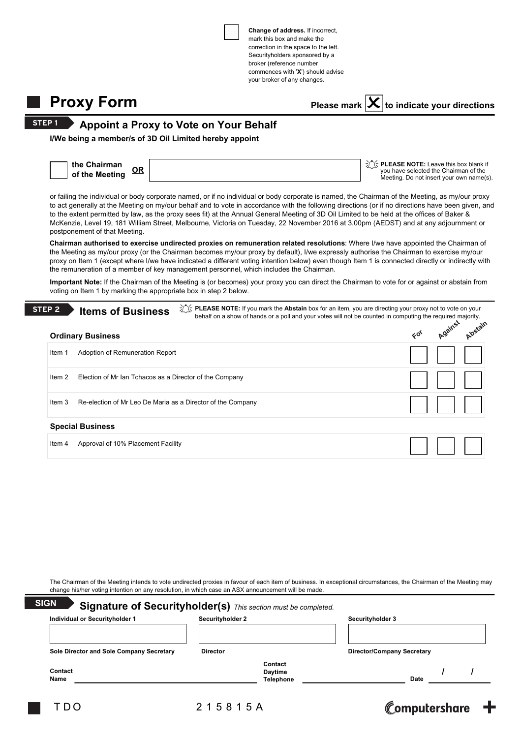☐ **Change of address.** If incorrect, mark this box and make the correction in the space to the left. Securityholders sponsored by a broker (reference number commences with '**X**') should advise your broker of any changes.

# Proxy Form

**Please mark ☒ to indicate your directions**

## STEP 1 Appoint a Proxy to Vote on Your Behalf

**I/We being a member/s of 3D Oil Limited hereby appoint**

☐ **the Chairman of the Meeting** **OR** ______________________

**PLEASE NOTE:** Leave this box blank if you have selected the Chairman of the Meeting. Do not insert your own name(s).

or failing the individual or body corporate named, or if no individual or body corporate is named, the Chairman of the Meeting, as my/our proxy to act generally at the Meeting on my/our behalf and to vote in accordance with the following directions (or if no directions have been given, and to the extent permitted by law, as the proxy sees fit) at the Annual General Meeting of 3D Oil Limited to be held at the offices of Baker & McKenzie, Level 19, 181 William Street, Melbourne, Victoria on Tuesday, 22 November 2016 at 3.00pm (AEDST) and at any adjournment or postponement of that Meeting.

**Chairman authorised to exercise undirected proxies on remuneration related resolutions**: Where I/we have appointed the Chairman of the Meeting as my/our proxy (or the Chairman becomes my/our proxy by default), I/we expressly authorise the Chairman to exercise my/our proxy on Item 1 (except where I/we have indicated a different voting intention below) even though Item 1 is connected directly or indirectly with the remuneration of a member of key management personnel, which includes the Chairman.

**Important Note:** If the Chairman of the Meeting is (or becomes) your proxy you can direct the Chairman to vote for or against or abstain from voting on Item 1 by marking the appropriate box in step 2 below.

## STEP 2 Items of Business

**PLEASE NOTE:** If you mark the **Abstain** box for an item, you are directing your proxy not to vote on your behalf on a show of hands or a poll and your votes will not be counted in computing the required majority.

| **Ordinary Business** | | For | Against | Abstain |
|---|---|---|---|---|
| Item 1 | Adoption of Remuneration Report | ☐ | ☐ | ☐ |
| Item 2 | Election of Mr Ian Tchacos as a Director of the Company | ☐ | ☐ | ☐ |
| Item 3 | Re-election of Mr Leo De Maria as a Director of the Company | ☐ | ☐ | ☐ |
| **Special Business** | | | | |
| Item 4 | Approval of 10% Placement Facility | ☐ | ☐ | ☐ |

The Chairman of the Meeting intends to vote undirected proxies in favour of each item of business. In exceptional circumstances, the Chairman of the Meeting may change his/her voting intention on any resolution, in which case an ASX announcement will be made.

## SIGN Signature of Securityholder(s) *This section must be completed.*

| Individual or Securityholder 1 | Securityholder 2 | Securityholder 3 |
|---|---|---|
| | | |
| Sole Director and Sole Company Secretary | Director | Director/Company Secretary |

Contact Name ______________________ Contact Daytime Telephone ______________________ Date ____ / ____ / ____

TDO 215815A

Computershare